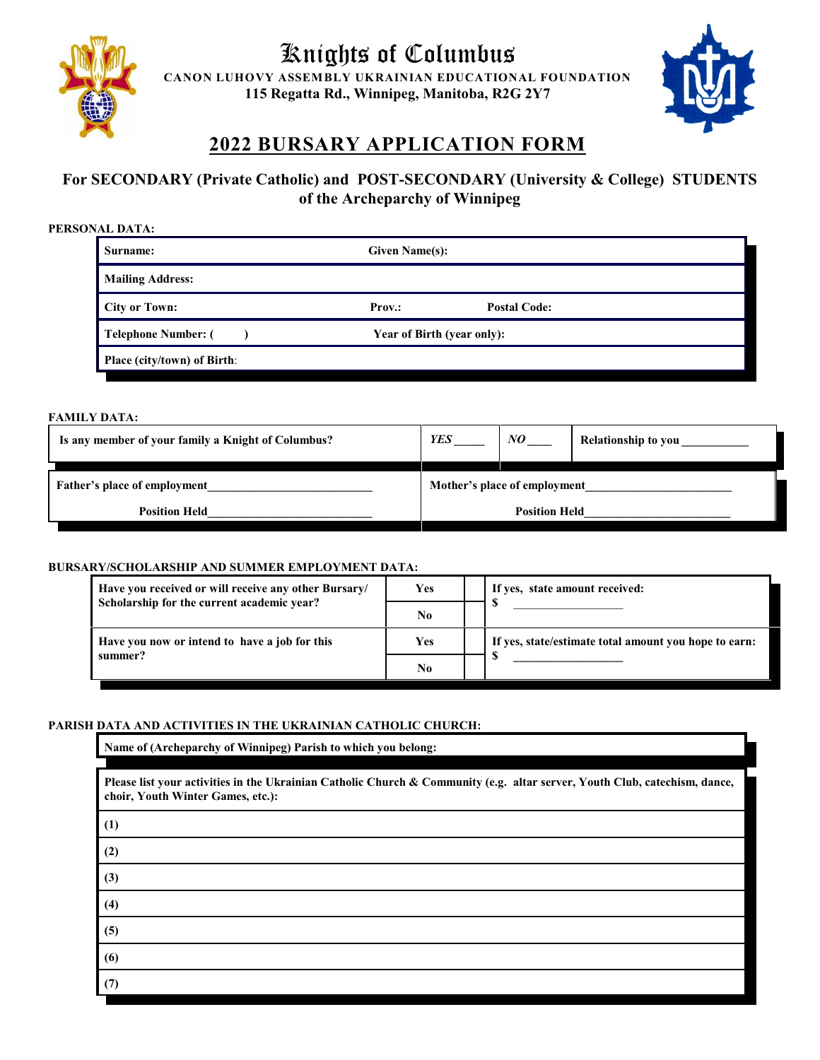# Knights of Columbus

**CANON LUHOVY ASSEMBLY UKRAINIAN EDUCATIONAL FOUNDATION**
**115 Regatta Rd., Winnipeg, Manitoba, R2G 2Y7**

## 2022 BURSARY APPLICATION FORM

### For SECONDARY (Private Catholic) and POST-SECONDARY (University & College) STUDENTS of the Archeparchy of Winnipeg

**PERSONAL DATA:**

| | | |
|---|---|---|
| **Surname:** | **Given Name(s):** | |
| **Mailing Address:** | | |
| **City or Town:** | **Prov.:** | **Postal Code:** |
| **Telephone Number: (    )** | **Year of Birth (year only):** | |
| **Place (city/town) of Birth:** | | |

**FAMILY DATA:**

| | | | |
|---|---|---|---|
| **Is any member of your family a Knight of Columbus?** | ***YES*** _____ | ***NO*** ____ | **Relationship to you** ___________ |
| **Father's place of employment**__________________________ **Position Held**___________________________ | **Mother's place of employment**_______________________ **Position Held**________________________ | | |

**BURSARY/SCHOLARSHIP AND SUMMER EMPLOYMENT DATA:**

| | | | |
|---|---|---|---|
| **Have you received or will receive any other Bursary/ Scholarship for the current academic year?** | **Yes** | | **If yes, state amount received:** **$** __________________ |
| | **No** | | |
| **Have you now or intend to have a job for this summer?** | **Yes** | | **If yes, state/estimate total amount you hope to earn:** **$** __________________ |
| | **No** | | |

**PARISH DATA AND ACTIVITIES IN THE UKRAINIAN CATHOLIC CHURCH:**

| |
|---|
| **Name of (Archeparchy of Winnipeg) Parish to which you belong:** |
| **Please list your activities in the Ukrainian Catholic Church & Community (e.g. altar server, Youth Club, catechism, dance, choir, Youth Winter Games, etc.):** |
| **(1)** |
| **(2)** |
| **(3)** |
| **(4)** |
| **(5)** |
| **(6)** |
| **(7)** |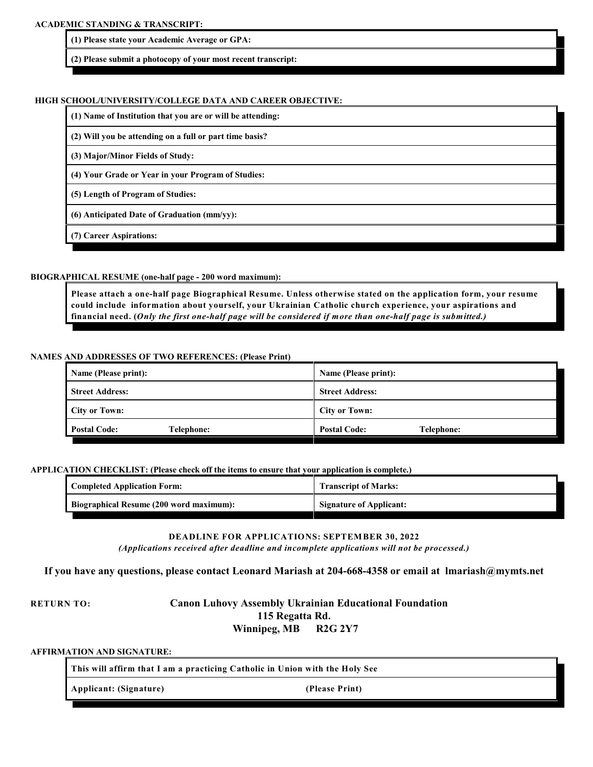**ACADEMIC STANDING & TRANSCRIPT:**

| |
|---|
| **(1) Please state your Academic Average or GPA:** |
| **(2) Please submit a photocopy of your most recent transcript:** |

**HIGH SCHOOL/UNIVERSITY/COLLEGE DATA AND CAREER OBJECTIVE:**

| |
|---|
| **(1) Name of Institution that you are or will be attending:** |
| **(2) Will you be attending on a full or part time basis?** |
| **(3) Major/Minor Fields of Study:** |
| **(4) Your Grade or Year in your Program of Studies:** |
| **(5) Length of Program of Studies:** |
| **(6) Anticipated Date of Graduation (mm/yy):** |
| **(7) Career Aspirations:** |

**BIOGRAPHICAL RESUME (one-half page - 200 word maximum):**

**Please attach a one-half page Biographical Resume. Unless otherwise stated on the application form, your resume could include information about yourself, your Ukrainian Catholic church experience, your aspirations and financial need. (*Only the first one-half page will be considered if more than one-half page is submitted.)***

**NAMES AND ADDRESSES OF TWO REFERENCES: (Please Print)**

| | |
|---|---|
| **Name (Please print):** | **Name (Please print):** |
| **Street Address:** | **Street Address:** |
| **City or Town:** | **City or Town:** |
| **Postal Code: Telephone:** | **Postal Code: Telephone:** |

**APPLICATION CHECKLIST: (Please check off the items to ensure that your application is complete.)**

| | |
|---|---|
| **Completed Application Form:** | **Transcript of Marks:** |
| **Biographical Resume (200 word maximum):** | **Signature of Applicant:** |

**DEADLINE FOR APPLICATIONS: SEPTEMBER 30, 2022**

***(Applications received after deadline and incomplete applications will not be processed.)***

**If you have any questions, please contact Leonard Mariash at 204-668-4358 or email at lmariash@mymts.net**

**RETURN TO:** **Canon Luhovy Assembly Ukrainian Educational Foundation**
**115 Regatta Rd.**
**Winnipeg, MB R2G 2Y7**

**AFFIRMATION AND SIGNATURE:**

| |
|---|
| **This will affirm that I am a practicing Catholic in Union with the Holy See** |
| **Applicant: (Signature) (Please Print)** |